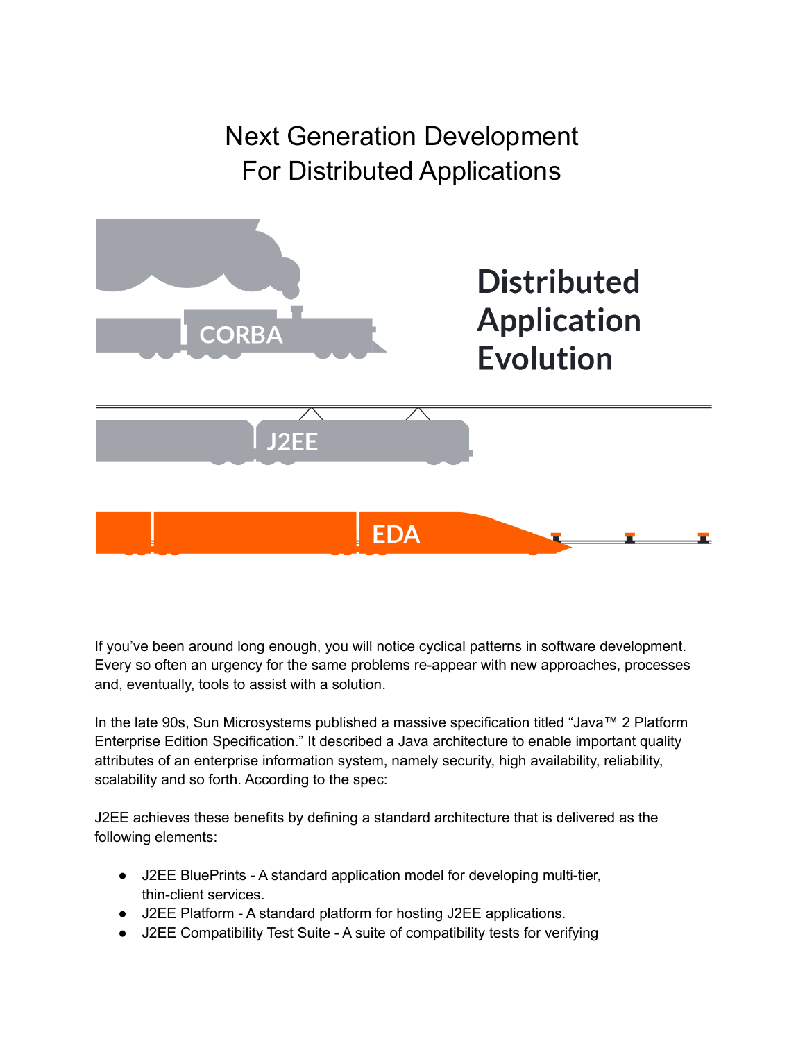# Next Generation Development For Distributed Applications

CORBA

**Distributed Application Evolution**

J2EE

EDA

If you've been around long enough, you will notice cyclical patterns in software development. Every so often an urgency for the same problems re-appear with new approaches, processes and, eventually, tools to assist with a solution.

In the late 90s, Sun Microsystems published a massive specification titled "Java™ 2 Platform Enterprise Edition Specification." It described a Java architecture to enable important quality attributes of an enterprise information system, namely security, high availability, reliability, scalability and so forth. According to the spec:

J2EE achieves these benefits by defining a standard architecture that is delivered as the following elements:

- J2EE BluePrints - A standard application model for developing multi-tier, thin-client services.
- J2EE Platform - A standard platform for hosting J2EE applications.
- J2EE Compatibility Test Suite - A suite of compatibility tests for verifying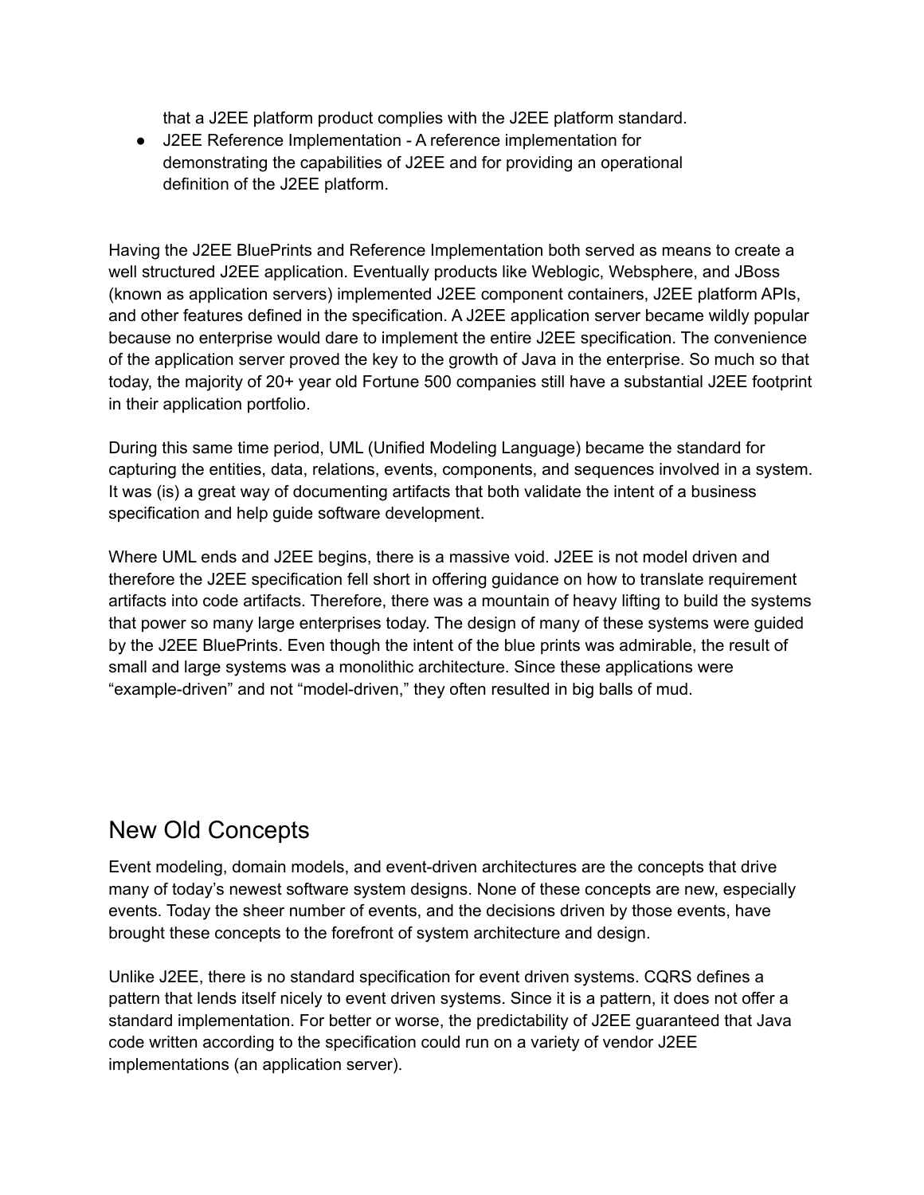that a J2EE platform product complies with the J2EE platform standard.

- J2EE Reference Implementation - A reference implementation for demonstrating the capabilities of J2EE and for providing an operational definition of the J2EE platform.

Having the J2EE BluePrints and Reference Implementation both served as means to create a well structured J2EE application. Eventually products like Weblogic, Websphere, and JBoss (known as application servers) implemented J2EE component containers, J2EE platform APIs, and other features defined in the specification. A J2EE application server became wildly popular because no enterprise would dare to implement the entire J2EE specification. The convenience of the application server proved the key to the growth of Java in the enterprise. So much so that today, the majority of 20+ year old Fortune 500 companies still have a substantial J2EE footprint in their application portfolio.

During this same time period, UML (Unified Modeling Language) became the standard for capturing the entities, data, relations, events, components, and sequences involved in a system. It was (is) a great way of documenting artifacts that both validate the intent of a business specification and help guide software development.

Where UML ends and J2EE begins, there is a massive void. J2EE is not model driven and therefore the J2EE specification fell short in offering guidance on how to translate requirement artifacts into code artifacts. Therefore, there was a mountain of heavy lifting to build the systems that power so many large enterprises today. The design of many of these systems were guided by the J2EE BluePrints. Even though the intent of the blue prints was admirable, the result of small and large systems was a monolithic architecture. Since these applications were "example-driven" and not "model-driven," they often resulted in big balls of mud.

## New Old Concepts

Event modeling, domain models, and event-driven architectures are the concepts that drive many of today's newest software system designs. None of these concepts are new, especially events. Today the sheer number of events, and the decisions driven by those events, have brought these concepts to the forefront of system architecture and design.

Unlike J2EE, there is no standard specification for event driven systems. CQRS defines a pattern that lends itself nicely to event driven systems. Since it is a pattern, it does not offer a standard implementation. For better or worse, the predictability of J2EE guaranteed that Java code written according to the specification could run on a variety of vendor J2EE implementations (an application server).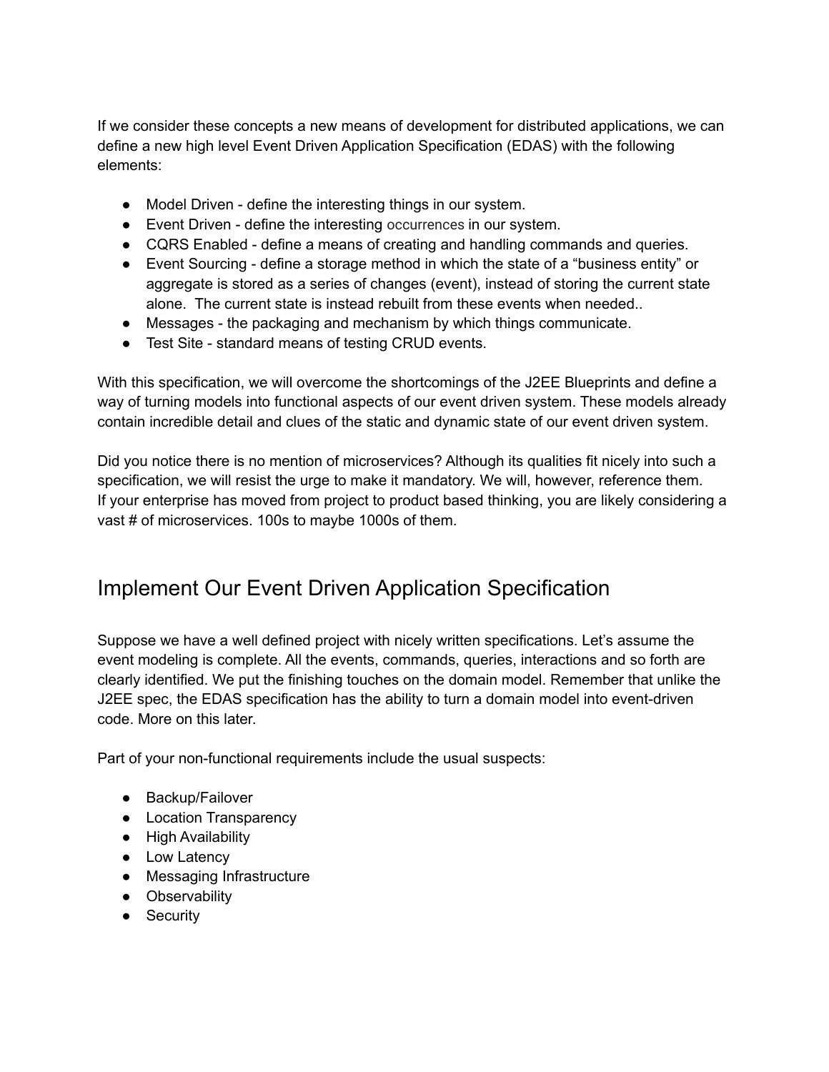If we consider these concepts a new means of development for distributed applications, we can define a new high level Event Driven Application Specification (EDAS) with the following elements:

- Model Driven - define the interesting things in our system.
- Event Driven - define the interesting occurrences in our system.
- CQRS Enabled - define a means of creating and handling commands and queries.
- Event Sourcing - define a storage method in which the state of a "business entity" or aggregate is stored as a series of changes (event), instead of storing the current state alone. The current state is instead rebuilt from these events when needed..
- Messages - the packaging and mechanism by which things communicate.
- Test Site - standard means of testing CRUD events.

With this specification, we will overcome the shortcomings of the J2EE Blueprints and define a way of turning models into functional aspects of our event driven system. These models already contain incredible detail and clues of the static and dynamic state of our event driven system.

Did you notice there is no mention of microservices? Although its qualities fit nicely into such a specification, we will resist the urge to make it mandatory. We will, however, reference them. If your enterprise has moved from project to product based thinking, you are likely considering a vast # of microservices. 100s to maybe 1000s of them.

## Implement Our Event Driven Application Specification

Suppose we have a well defined project with nicely written specifications. Let's assume the event modeling is complete. All the events, commands, queries, interactions and so forth are clearly identified. We put the finishing touches on the domain model. Remember that unlike the J2EE spec, the EDAS specification has the ability to turn a domain model into event-driven code. More on this later.

Part of your non-functional requirements include the usual suspects:

- Backup/Failover
- Location Transparency
- High Availability
- Low Latency
- Messaging Infrastructure
- Observability
- Security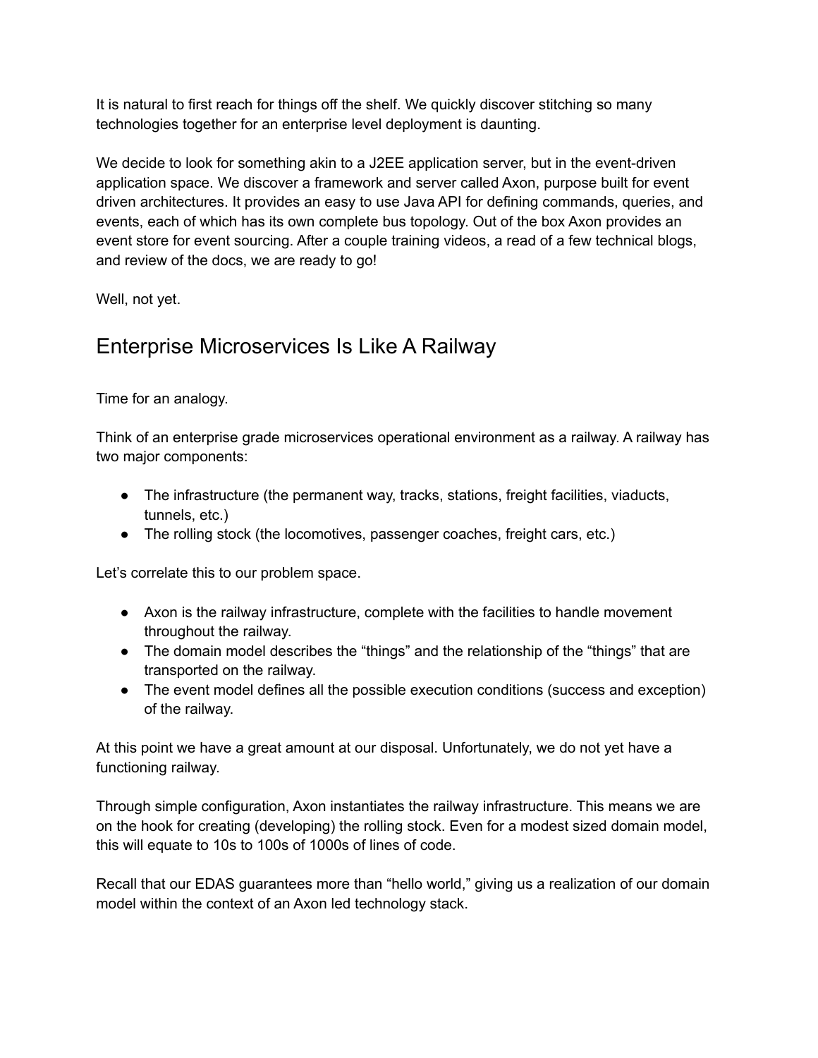It is natural to first reach for things off the shelf. We quickly discover stitching so many technologies together for an enterprise level deployment is daunting.

We decide to look for something akin to a J2EE application server, but in the event-driven application space. We discover a framework and server called Axon, purpose built for event driven architectures. It provides an easy to use Java API for defining commands, queries, and events, each of which has its own complete bus topology. Out of the box Axon provides an event store for event sourcing. After a couple training videos, a read of a few technical blogs, and review of the docs, we are ready to go!

Well, not yet.

## Enterprise Microservices Is Like A Railway

Time for an analogy.

Think of an enterprise grade microservices operational environment as a railway. A railway has two major components:

- The infrastructure (the permanent way, tracks, stations, freight facilities, viaducts, tunnels, etc.)
- The rolling stock (the locomotives, passenger coaches, freight cars, etc.)

Let's correlate this to our problem space.

- Axon is the railway infrastructure, complete with the facilities to handle movement throughout the railway.
- The domain model describes the "things" and the relationship of the "things" that are transported on the railway.
- The event model defines all the possible execution conditions (success and exception) of the railway.

At this point we have a great amount at our disposal. Unfortunately, we do not yet have a functioning railway.

Through simple configuration, Axon instantiates the railway infrastructure. This means we are on the hook for creating (developing) the rolling stock. Even for a modest sized domain model, this will equate to 10s to 100s of 1000s of lines of code.

Recall that our EDAS guarantees more than "hello world," giving us a realization of our domain model within the context of an Axon led technology stack.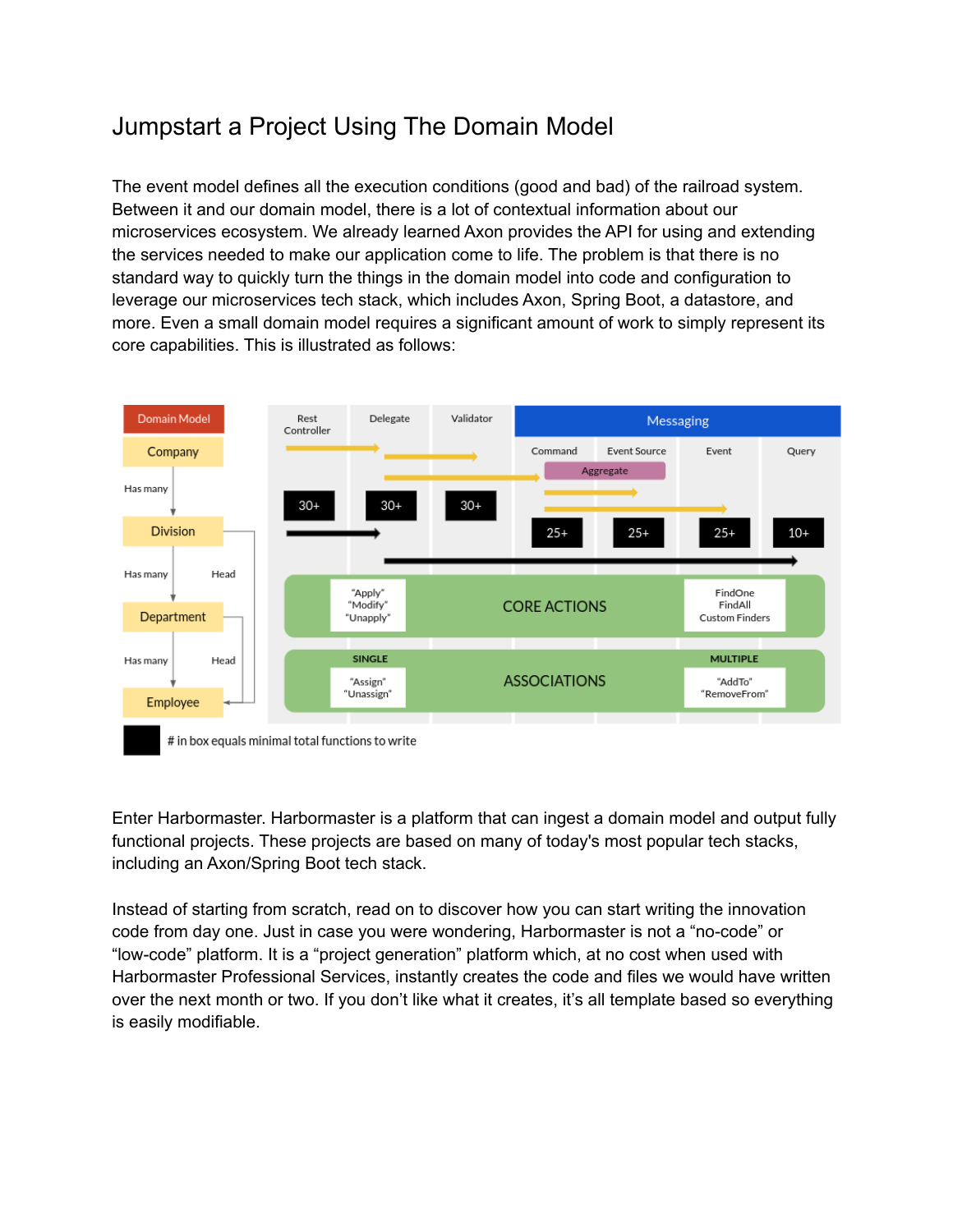# Jumpstart a Project Using The Domain Model

The event model defines all the execution conditions (good and bad) of the railroad system. Between it and our domain model, there is a lot of contextual information about our microservices ecosystem. We already learned Axon provides the API for using and extending the services needed to make our application come to life. The problem is that there is no standard way to quickly turn the things in the domain model into code and configuration to leverage our microservices tech stack, which includes Axon, Spring Boot, a datastore, and more. Even a small domain model requires a significant amount of work to simply represent its core capabilities. This is illustrated as follows:

Enter Harbormaster. Harbormaster is a platform that can ingest a domain model and output fully functional projects. These projects are based on many of today's most popular tech stacks, including an Axon/Spring Boot tech stack.

Instead of starting from scratch, read on to discover how you can start writing the innovation code from day one. Just in case you were wondering, Harbormaster is not a "no-code" or "low-code" platform. It is a "project generation" platform which, at no cost when used with Harbormaster Professional Services, instantly creates the code and files we would have written over the next month or two. If you don't like what it creates, it's all template based so everything is easily modifiable.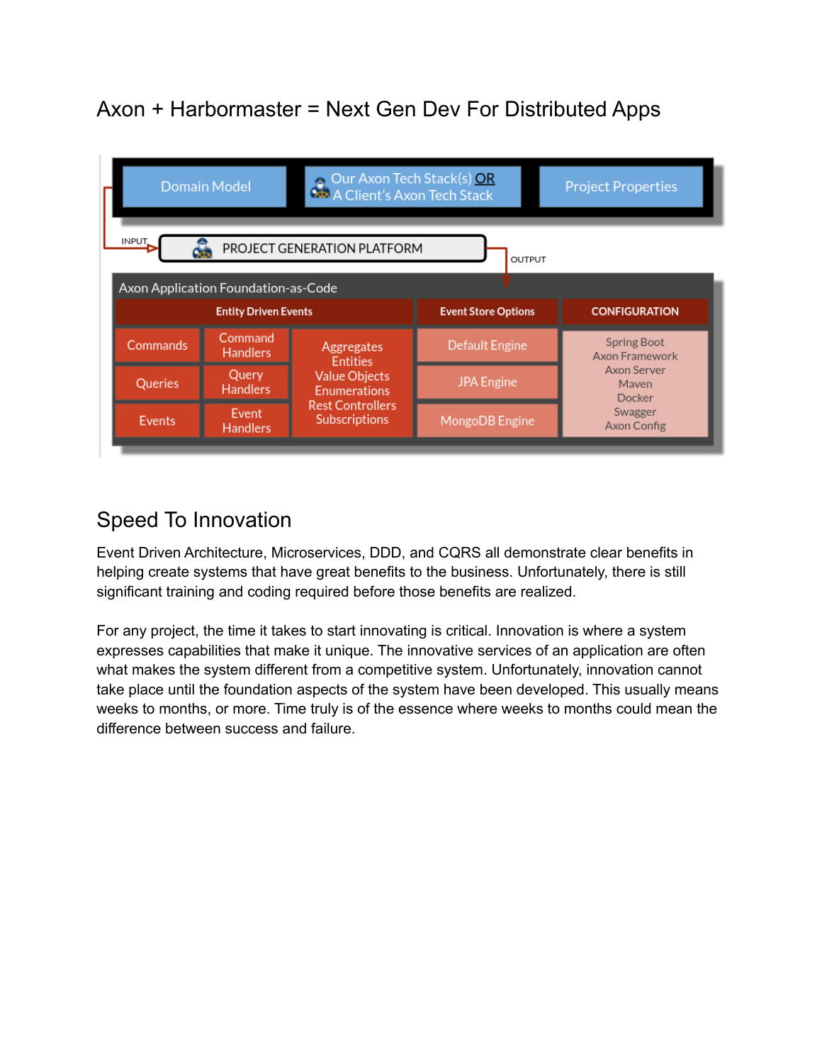# Axon + Harbormaster = Next Gen Dev For Distributed Apps

Domain Model | Our Axon Tech Stack(s) OR A Client's Axon Tech Stack | Project Properties

INPUT → PROJECT GENERATION PLATFORM → OUTPUT

Axon Application Foundation-as-Code

| Entity Driven Events | | | Event Store Options | CONFIGURATION |
|---|---|---|---|---|
| Commands | Command Handlers | Aggregates<br>Entities<br>Value Objects<br>Enumerations<br>Rest Controllers<br>Subscriptions | Default Engine | Spring Boot<br>Axon Framework<br>Axon Server<br>Maven<br>Docker<br>Swagger<br>Axon Config |
| Queries | Query Handlers | | JPA Engine | |
| Events | Event Handlers | | MongoDB Engine | |

## Speed To Innovation

Event Driven Architecture, Microservices, DDD, and CQRS all demonstrate clear benefits in helping create systems that have great benefits to the business. Unfortunately, there is still significant training and coding required before those benefits are realized.

For any project, the time it takes to start innovating is critical. Innovation is where a system expresses capabilities that make it unique. The innovative services of an application are often what makes the system different from a competitive system. Unfortunately, innovation cannot take place until the foundation aspects of the system have been developed. This usually means weeks to months, or more. Time truly is of the essence where weeks to months could mean the difference between success and failure.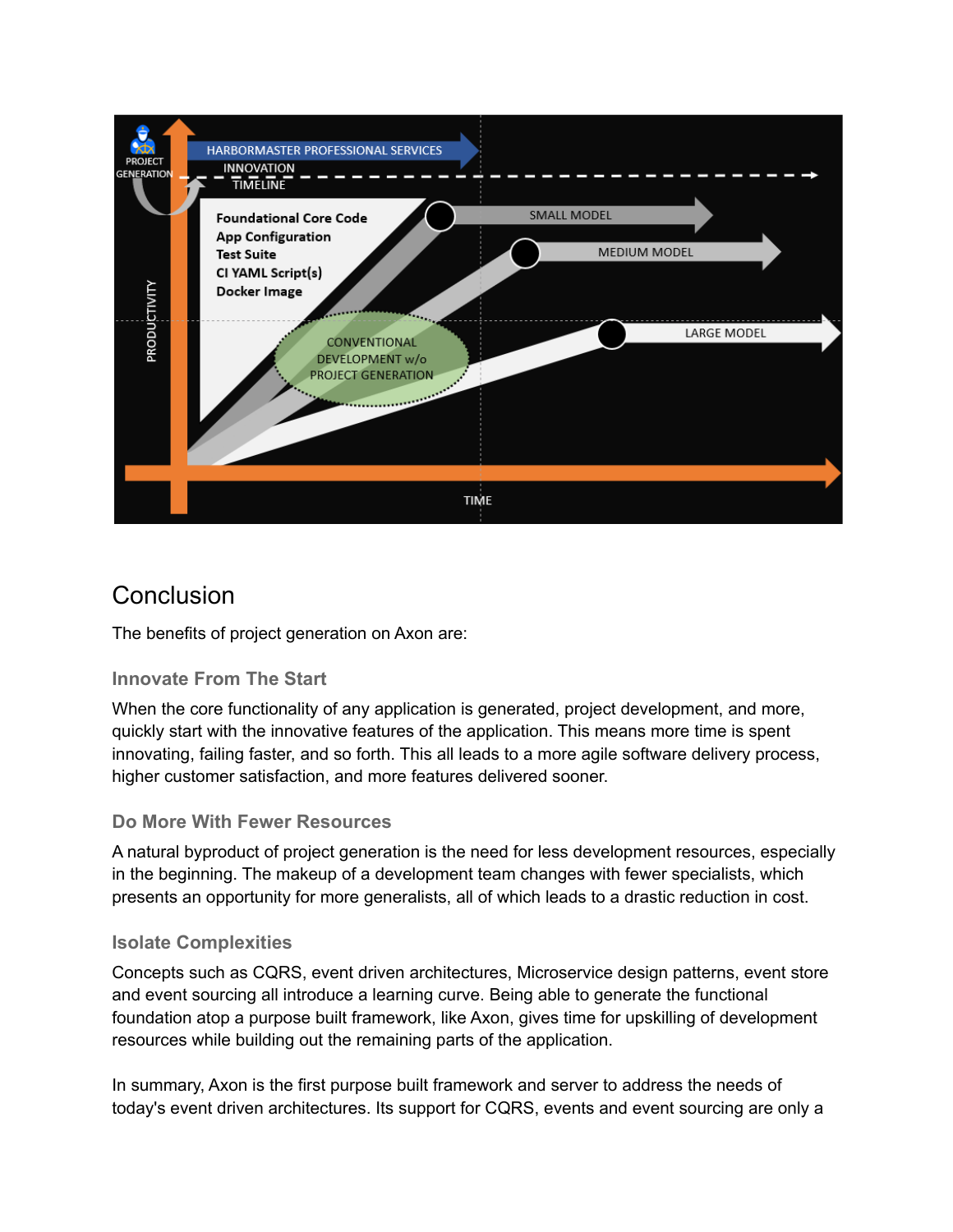## Conclusion

The benefits of project generation on Axon are:

### Innovate From The Start

When the core functionality of any application is generated, project development, and more, quickly start with the innovative features of the application. This means more time is spent innovating, failing faster, and so forth. This all leads to a more agile software delivery process, higher customer satisfaction, and more features delivered sooner.

### Do More With Fewer Resources

A natural byproduct of project generation is the need for less development resources, especially in the beginning. The makeup of a development team changes with fewer specialists, which presents an opportunity for more generalists, all of which leads to a drastic reduction in cost.

### Isolate Complexities

Concepts such as CQRS, event driven architectures, Microservice design patterns, event store and event sourcing all introduce a learning curve. Being able to generate the functional foundation atop a purpose built framework, like Axon, gives time for upskilling of development resources while building out the remaining parts of the application.

In summary, Axon is the first purpose built framework and server to address the needs of today's event driven architectures. Its support for CQRS, events and event sourcing are only a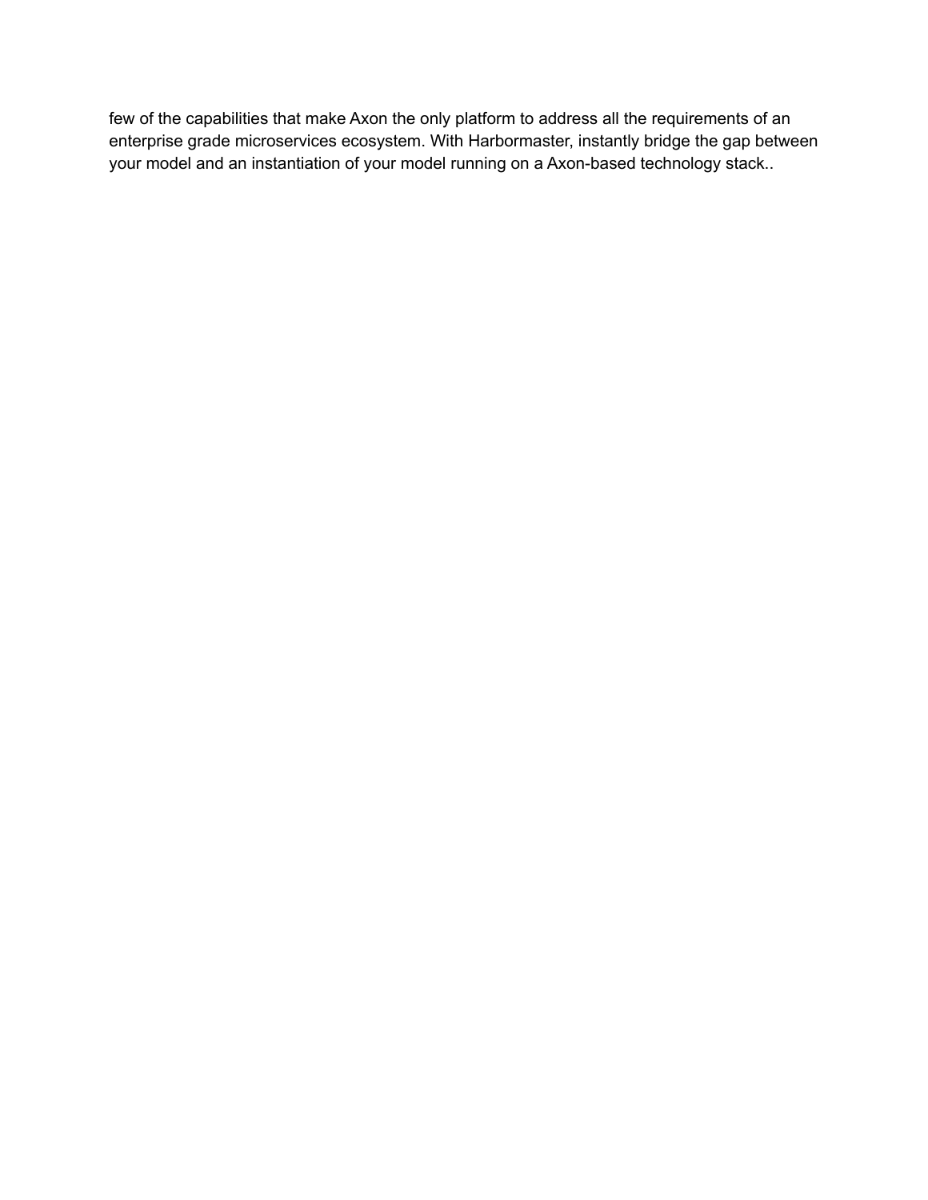few of the capabilities that make Axon the only platform to address all the requirements of an enterprise grade microservices ecosystem. With Harbormaster, instantly bridge the gap between your model and an instantiation of your model running on a Axon-based technology stack..